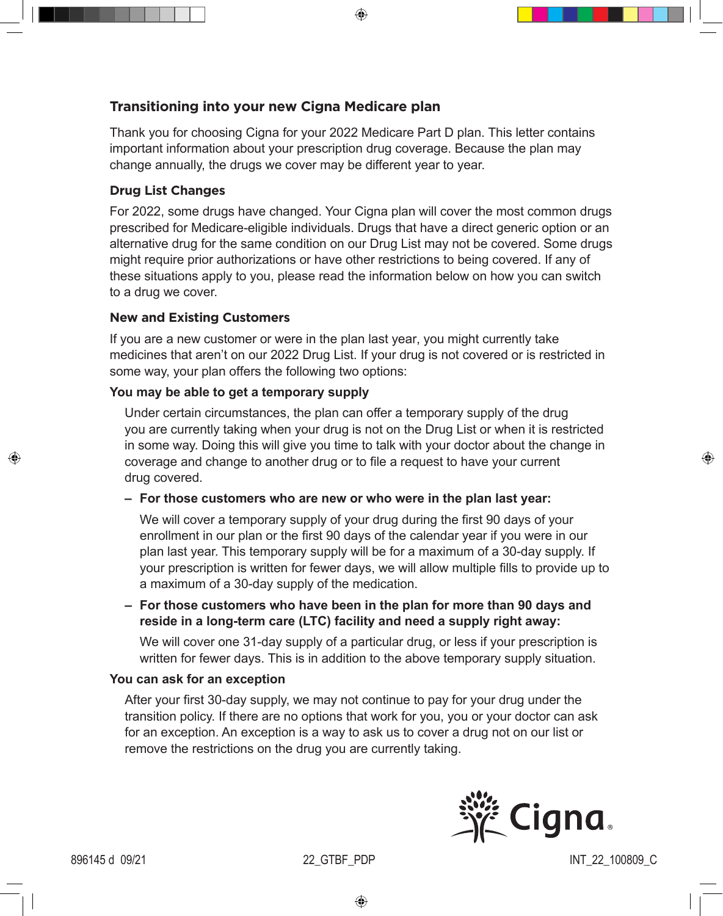## Transitioning into your new Cigna Medicare plan

Thank you for choosing Cigna for your 2022 Medicare Part D plan. This letter contains important information about your prescription drug coverage. Because the plan may change annually, the drugs we cover may be different year to year.

### Drug List Changes

For 2022, some drugs have changed. Your Cigna plan will cover the most common drugs prescribed for Medicare-eligible individuals. Drugs that have a direct generic option or an alternative drug for the same condition on our Drug List may not be covered. Some drugs might require prior authorizations or have other restrictions to being covered. If any of these situations apply to you, please read the information below on how you can switch to a drug we cover.

### New and Existing Customers

If you are a new customer or were in the plan last year, you might currently take medicines that aren't on our 2022 Drug List. If your drug is not covered or is restricted in some way, your plan offers the following two options:

**You may be able to get a temporary supply**

Under certain circumstances, the plan can offer a temporary supply of the drug you are currently taking when your drug is not on the Drug List or when it is restricted in some way. Doing this will give you time to talk with your doctor about the change in coverage and change to another drug or to file a request to have your current drug covered.

- **For those customers who are new or who were in the plan last year:**

  We will cover a temporary supply of your drug during the first 90 days of your enrollment in our plan or the first 90 days of the calendar year if you were in our plan last year. This temporary supply will be for a maximum of a 30-day supply. If your prescription is written for fewer days, we will allow multiple fills to provide up to a maximum of a 30-day supply of the medication.

- **For those customers who have been in the plan for more than 90 days and reside in a long-term care (LTC) facility and need a supply right away:**

  We will cover one 31-day supply of a particular drug, or less if your prescription is written for fewer days. This is in addition to the above temporary supply situation.

**You can ask for an exception**

After your first 30-day supply, we may not continue to pay for your drug under the transition policy. If there are no options that work for you, you or your doctor can ask for an exception. An exception is a way to ask us to cover a drug not on our list or remove the restrictions on the drug you are currently taking.

896145 d 09/21 22_GTBF_PDP INT_22_100809_C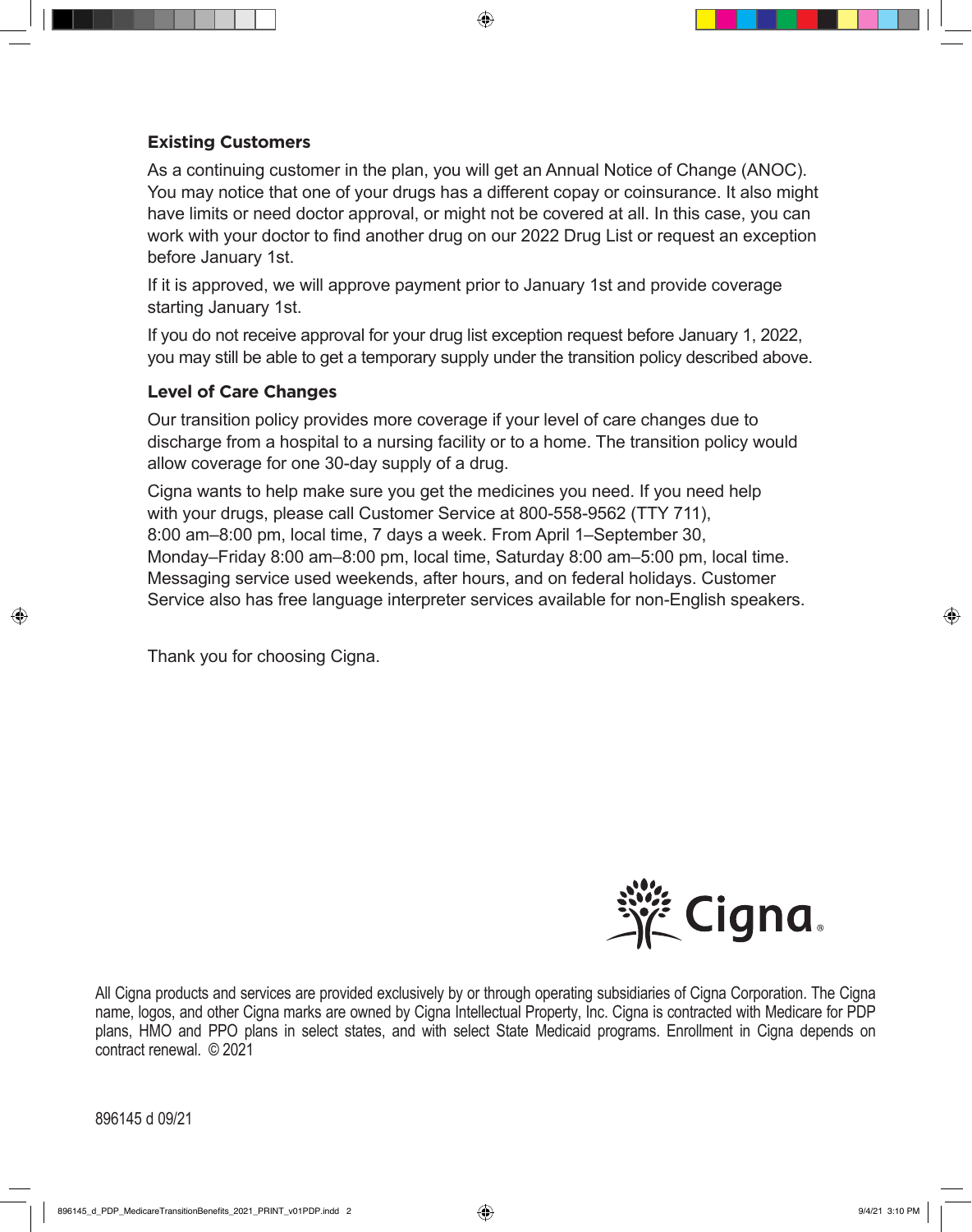## Existing Customers

As a continuing customer in the plan, you will get an Annual Notice of Change (ANOC). You may notice that one of your drugs has a different copay or coinsurance. It also might have limits or need doctor approval, or might not be covered at all. In this case, you can work with your doctor to find another drug on our 2022 Drug List or request an exception before January 1st.

If it is approved, we will approve payment prior to January 1st and provide coverage starting January 1st.

If you do not receive approval for your drug list exception request before January 1, 2022, you may still be able to get a temporary supply under the transition policy described above.

## Level of Care Changes

Our transition policy provides more coverage if your level of care changes due to discharge from a hospital to a nursing facility or to a home. The transition policy would allow coverage for one 30-day supply of a drug.

Cigna wants to help make sure you get the medicines you need. If you need help with your drugs, please call Customer Service at 800-558-9562 (TTY 711), 8:00 am–8:00 pm, local time, 7 days a week. From April 1–September 30, Monday–Friday 8:00 am–8:00 pm, local time, Saturday 8:00 am–5:00 pm, local time. Messaging service used weekends, after hours, and on federal holidays. Customer Service also has free language interpreter services available for non-English speakers.

Thank you for choosing Cigna.

Cigna®

All Cigna products and services are provided exclusively by or through operating subsidiaries of Cigna Corporation. The Cigna name, logos, and other Cigna marks are owned by Cigna Intellectual Property, Inc. Cigna is contracted with Medicare for PDP plans, HMO and PPO plans in select states, and with select State Medicaid programs. Enrollment in Cigna depends on contract renewal. © 2021

896145 d 09/21